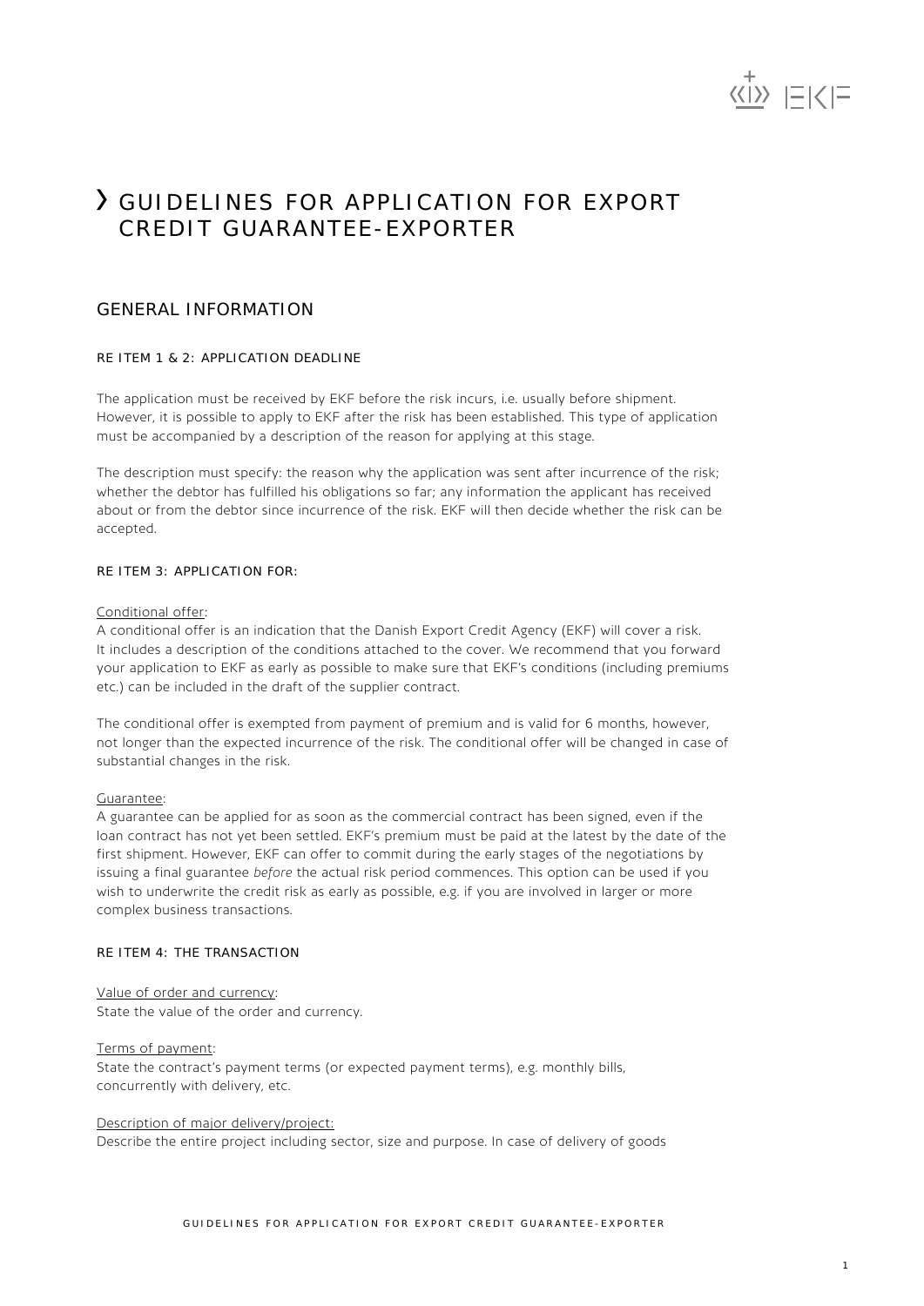# GUIDELINES FOR APPLICATION FOR EXPORT CREDIT GUARANTEE-EXPORTER

## GENERAL INFORMATION

### RE ITEM 1 & 2: APPLICATION DEADLINE

The application must be received by EKF before the risk incurs, i.e. usually before shipment. However, it is possible to apply to EKF after the risk has been established. This type of application must be accompanied by a description of the reason for applying at this stage.

The description must specify: the reason why the application was sent after incurrence of the risk; whether the debtor has fulfilled his obligations so far; any information the applicant has received about or from the debtor since incurrence of the risk. EKF will then decide whether the risk can be accepted.

### RE ITEM 3: APPLICATION FOR:

Conditional offer:
A conditional offer is an indication that the Danish Export Credit Agency (EKF) will cover a risk. It includes a description of the conditions attached to the cover. We recommend that you forward your application to EKF as early as possible to make sure that EKF's conditions (including premiums etc.) can be included in the draft of the supplier contract.

The conditional offer is exempted from payment of premium and is valid for 6 months, however, not longer than the expected incurrence of the risk. The conditional offer will be changed in case of substantial changes in the risk.

Guarantee:
A guarantee can be applied for as soon as the commercial contract has been signed, even if the loan contract has not yet been settled. EKF's premium must be paid at the latest by the date of the first shipment. However, EKF can offer to commit during the early stages of the negotiations by issuing a final guarantee *before* the actual risk period commences. This option can be used if you wish to underwrite the credit risk as early as possible, e.g. if you are involved in larger or more complex business transactions.

### RE ITEM 4: THE TRANSACTION

Value of order and currency:
State the value of the order and currency.

Terms of payment:
State the contract's payment terms (or expected payment terms), e.g. monthly bills, concurrently with delivery, etc.

Description of major delivery/project:
Describe the entire project including sector, size and purpose. In case of delivery of goods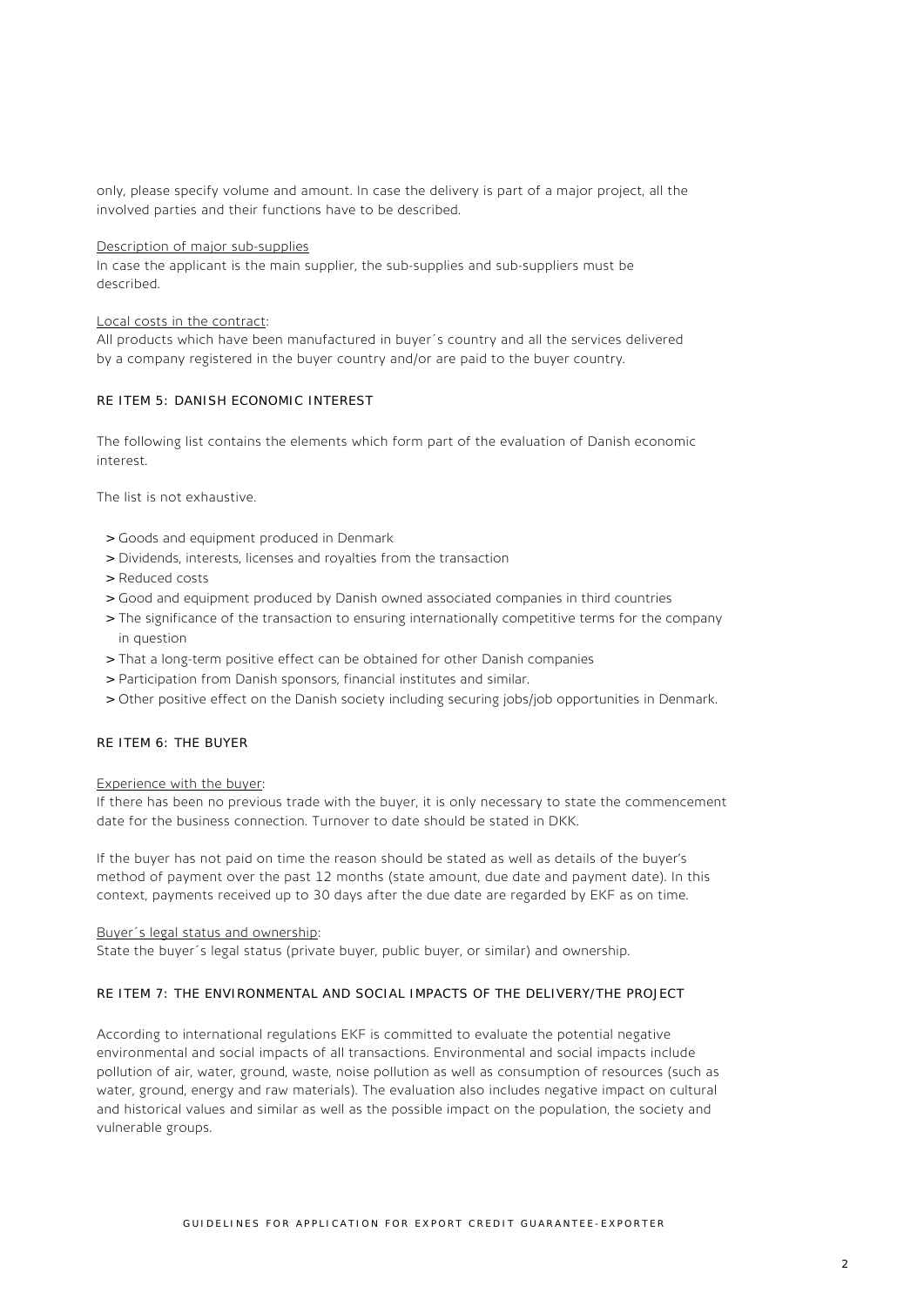only, please specify volume and amount. In case the delivery is part of a major project, all the involved parties and their functions have to be described.

Description of major sub-supplies

In case the applicant is the main supplier, the sub-supplies and sub-suppliers must be described.

Local costs in the contract:

All products which have been manufactured in buyer´s country and all the services delivered by a company registered in the buyer country and/or are paid to the buyer country.

### RE ITEM 5: DANISH ECONOMIC INTEREST

The following list contains the elements which form part of the evaluation of Danish economic interest.

The list is not exhaustive.

- Goods and equipment produced in Denmark
- Dividends, interests, licenses and royalties from the transaction
- Reduced costs
- Good and equipment produced by Danish owned associated companies in third countries
- The significance of the transaction to ensuring internationally competitive terms for the company in question
- That a long-term positive effect can be obtained for other Danish companies
- Participation from Danish sponsors, financial institutes and similar.
- Other positive effect on the Danish society including securing jobs/job opportunities in Denmark.

### RE ITEM 6: THE BUYER

Experience with the buyer:

If there has been no previous trade with the buyer, it is only necessary to state the commencement date for the business connection. Turnover to date should be stated in DKK.

If the buyer has not paid on time the reason should be stated as well as details of the buyer's method of payment over the past 12 months (state amount, due date and payment date). In this context, payments received up to 30 days after the due date are regarded by EKF as on time.

Buyer´s legal status and ownership:

State the buyer´s legal status (private buyer, public buyer, or similar) and ownership.

### RE ITEM 7: THE ENVIRONMENTAL AND SOCIAL IMPACTS OF THE DELIVERY/THE PROJECT

According to international regulations EKF is committed to evaluate the potential negative environmental and social impacts of all transactions. Environmental and social impacts include pollution of air, water, ground, waste, noise pollution as well as consumption of resources (such as water, ground, energy and raw materials). The evaluation also includes negative impact on cultural and historical values and similar as well as the possible impact on the population, the society and vulnerable groups.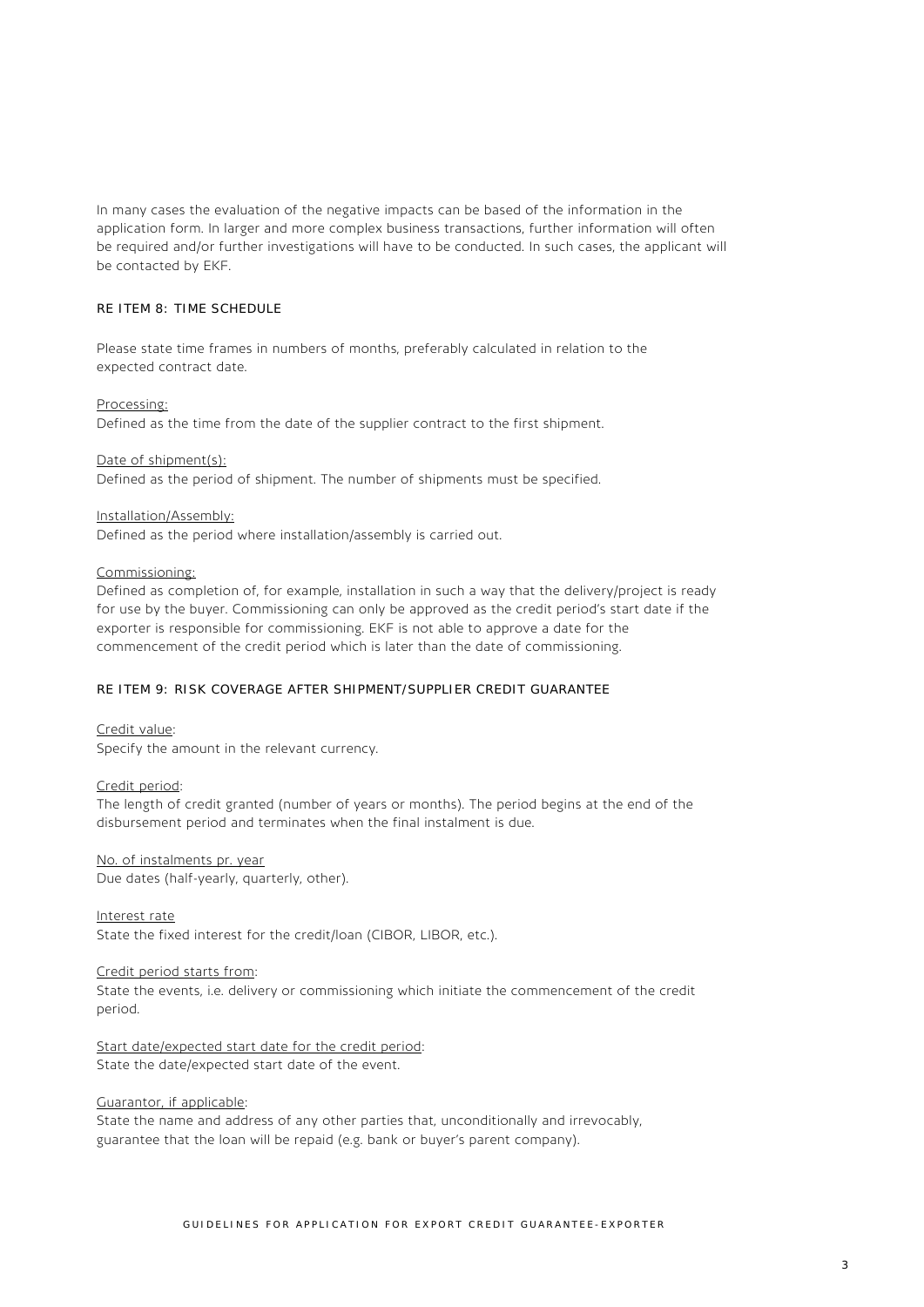In many cases the evaluation of the negative impacts can be based of the information in the application form. In larger and more complex business transactions, further information will often be required and/or further investigations will have to be conducted. In such cases, the applicant will be contacted by EKF.

## RE ITEM 8: TIME SCHEDULE

Please state time frames in numbers of months, preferably calculated in relation to the expected contract date.

Processing:
Defined as the time from the date of the supplier contract to the first shipment.

Date of shipment(s):
Defined as the period of shipment. The number of shipments must be specified.

Installation/Assembly:
Defined as the period where installation/assembly is carried out.

Commissioning:
Defined as completion of, for example, installation in such a way that the delivery/project is ready for use by the buyer. Commissioning can only be approved as the credit period's start date if the exporter is responsible for commissioning. EKF is not able to approve a date for the commencement of the credit period which is later than the date of commissioning.

## RE ITEM 9: RISK COVERAGE AFTER SHIPMENT/SUPPLIER CREDIT GUARANTEE

Credit value:
Specify the amount in the relevant currency.

Credit period:
The length of credit granted (number of years or months). The period begins at the end of the disbursement period and terminates when the final instalment is due.

No. of instalments pr. year
Due dates (half-yearly, quarterly, other).

Interest rate
State the fixed interest for the credit/loan (CIBOR, LIBOR, etc.).

Credit period starts from:
State the events, i.e. delivery or commissioning which initiate the commencement of the credit period.

Start date/expected start date for the credit period:
State the date/expected start date of the event.

Guarantor, if applicable:
State the name and address of any other parties that, unconditionally and irrevocably, guarantee that the loan will be repaid (e.g. bank or buyer's parent company).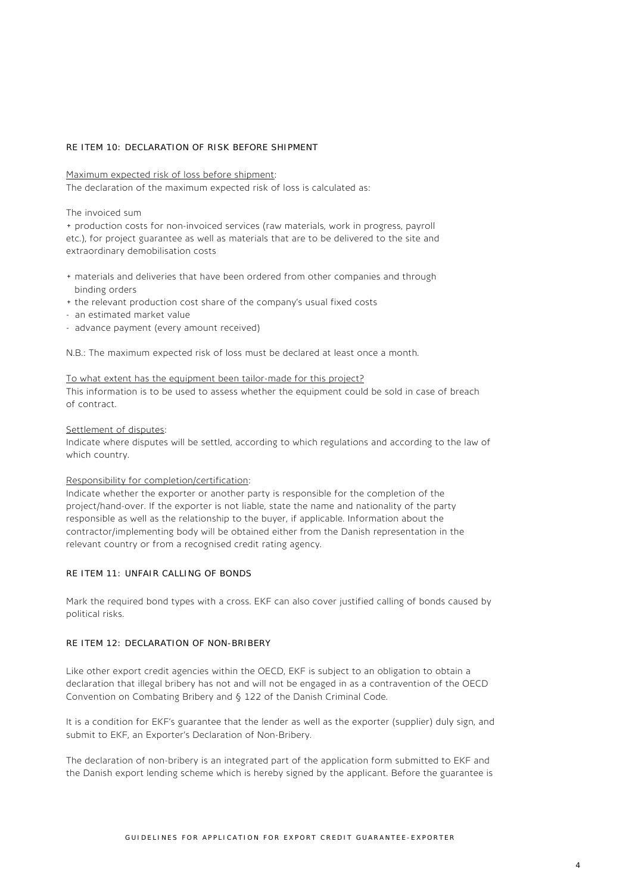## RE ITEM 10: DECLARATION OF RISK BEFORE SHIPMENT

Maximum expected risk of loss before shipment:
The declaration of the maximum expected risk of loss is calculated as:

The invoiced sum

+ production costs for non-invoiced services (raw materials, work in progress, payroll etc.), for project guarantee as well as materials that are to be delivered to the site and extraordinary demobilisation costs

+ materials and deliveries that have been ordered from other companies and through binding orders
+ the relevant production cost share of the company's usual fixed costs
- an estimated market value
- advance payment (every amount received)

N.B.: The maximum expected risk of loss must be declared at least once a month.

To what extent has the equipment been tailor-made for this project?
This information is to be used to assess whether the equipment could be sold in case of breach of contract.

Settlement of disputes:
Indicate where disputes will be settled, according to which regulations and according to the law of which country.

Responsibility for completion/certification:
Indicate whether the exporter or another party is responsible for the completion of the project/hand-over. If the exporter is not liable, state the name and nationality of the party responsible as well as the relationship to the buyer, if applicable. Information about the contractor/implementing body will be obtained either from the Danish representation in the relevant country or from a recognised credit rating agency.

## RE ITEM 11: UNFAIR CALLING OF BONDS

Mark the required bond types with a cross. EKF can also cover justified calling of bonds caused by political risks.

## RE ITEM 12: DECLARATION OF NON-BRIBERY

Like other export credit agencies within the OECD, EKF is subject to an obligation to obtain a declaration that illegal bribery has not and will not be engaged in as a contravention of the OECD Convention on Combating Bribery and § 122 of the Danish Criminal Code.

It is a condition for EKF's guarantee that the lender as well as the exporter (supplier) duly sign, and submit to EKF, an Exporter's Declaration of Non-Bribery.

The declaration of non-bribery is an integrated part of the application form submitted to EKF and the Danish export lending scheme which is hereby signed by the applicant. Before the guarantee is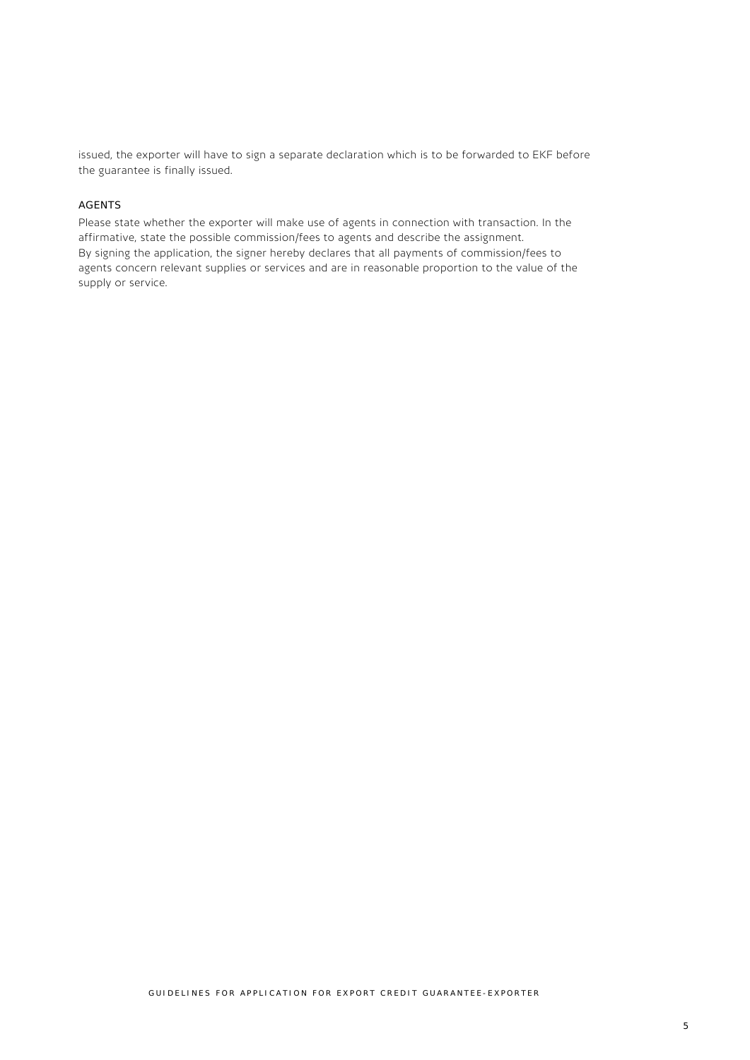issued, the exporter will have to sign a separate declaration which is to be forwarded to EKF before the guarantee is finally issued.

### AGENTS

Please state whether the exporter will make use of agents in connection with transaction. In the affirmative, state the possible commission/fees to agents and describe the assignment.
By signing the application, the signer hereby declares that all payments of commission/fees to agents concern relevant supplies or services and are in reasonable proportion to the value of the supply or service.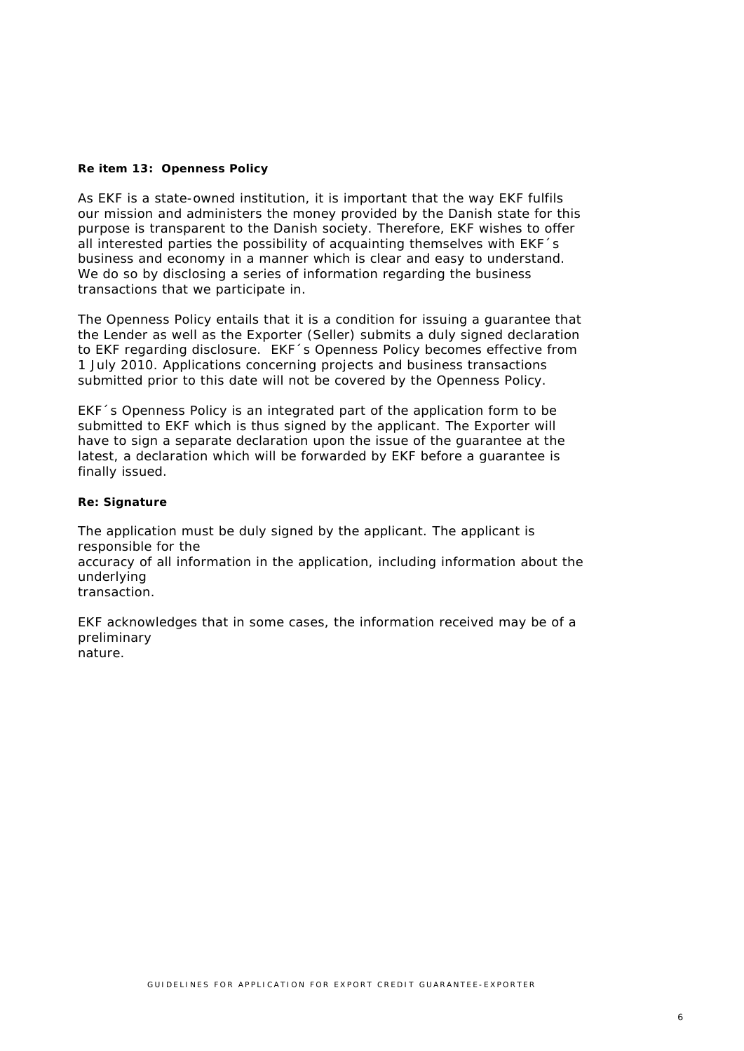**Re item 13: Openness Policy**

As EKF is a state-owned institution, it is important that the way EKF fulfils our mission and administers the money provided by the Danish state for this purpose is transparent to the Danish society. Therefore, EKF wishes to offer all interested parties the possibility of acquainting themselves with EKF´s business and economy in a manner which is clear and easy to understand. We do so by disclosing a series of information regarding the business transactions that we participate in.

The Openness Policy entails that it is a condition for issuing a guarantee that the Lender as well as the Exporter (Seller) submits a duly signed declaration to EKF regarding disclosure. EKF´s Openness Policy becomes effective from 1 July 2010. Applications concerning projects and business transactions submitted prior to this date will not be covered by the Openness Policy.

EKF´s Openness Policy is an integrated part of the application form to be submitted to EKF which is thus signed by the applicant. The Exporter will have to sign a separate declaration upon the issue of the guarantee at the latest, a declaration which will be forwarded by EKF before a guarantee is finally issued.

**Re: Signature**

The application must be duly signed by the applicant. The applicant is responsible for the accuracy of all information in the application, including information about the underlying transaction.

EKF acknowledges that in some cases, the information received may be of a preliminary nature.